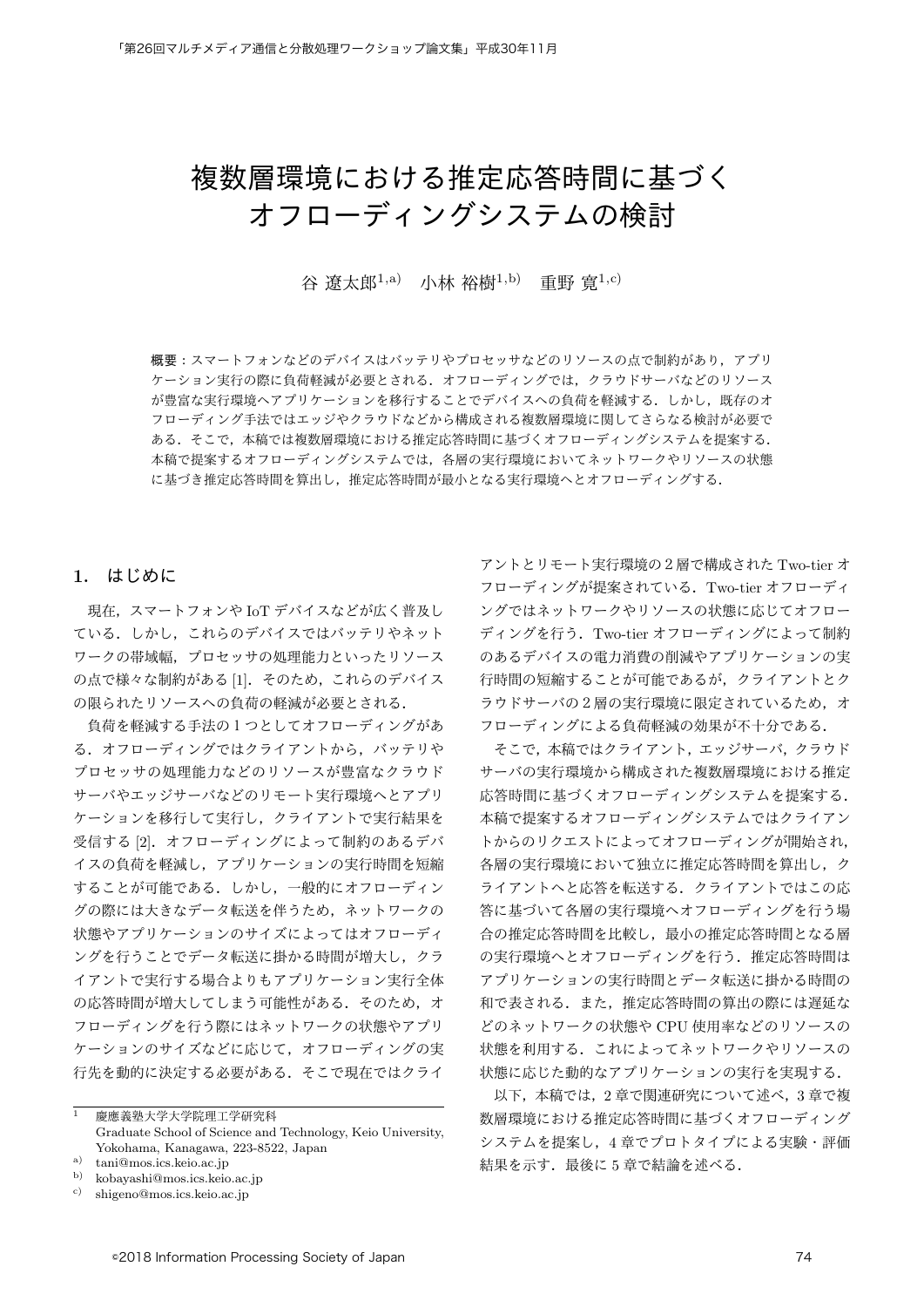# 複数層環境における推定応答時間に基づくオフローディングシステムの検討

谷 遼太郎[1,a)]　小林 裕樹[1,b)]　重野 寛[1,c)]

**概要**：スマートフォンなどのデバイスはバッテリやプロセッサなどのリソースの点で制約があり，アプリケーション実行の際に負荷軽減が必要とされる．オフローディングでは，クラウドサーバなどのリソースが豊富な実行環境へアプリケーションを移行することでデバイスへの負荷を軽減する．しかし，既存のオフローディング手法ではエッジやクラウドなどから構成される複数層環境に関してさらなる検討が必要である．そこで，本稿では複数層環境における推定応答時間に基づくオフローディングシステムを提案する．本稿で提案するオフローディングシステムでは，各層の実行環境においてネットワークやリソースの状態に基づき推定応答時間を算出し，推定応答時間が最小となる実行環境へとオフローディングする．

## 1. はじめに

現在，スマートフォンや IoT デバイスなどが広く普及している．しかし，これらのデバイスではバッテリやネットワークの帯域幅，プロセッサの処理能力といったリソースの点で様々な制約がある [1]．そのため，これらのデバイスの限られたリソースへの負荷の軽減が必要とされる．

負荷を軽減する手法の 1 つとしてオフローディングがある．オフローディングではクライアントから，バッテリやプロセッサの処理能力などのリソースが豊富なクラウドサーバやエッジサーバなどのリモート実行環境へとアプリケーションを移行して実行し，クライアントで実行結果を受信する [2]．オフローディングによって制約のあるデバイスの負荷を軽減し，アプリケーションの実行時間を短縮することが可能である．しかし，一般的にオフローディングの際には大きなデータ転送を伴うため，ネットワークの状態やアプリケーションのサイズによってはオフローディングを行うことでデータ転送に掛かる時間が増大し，クライアントで実行する場合よりもアプリケーション実行全体の応答時間が増大してしまう可能性がある．そのため，オフローディングを行う際にはネットワークの状態やアプリケーションのサイズなどに応じて，オフローディングの実行先を動的に決定する必要がある．そこで現在ではクライアントとリモート実行環境の 2 層で構成された Two-tier オフローディングが提案されている．Two-tier オフローディングではネットワークやリソースの状態に応じてオフローディングを行う．Two-tier オフローディングによって制約のあるデバイスの電力消費の削減やアプリケーションの実行時間の短縮することが可能であるが，クライアントとクラウドサーバの 2 層の実行環境に限定されているため，オフローディングによる負荷軽減の効果が不十分である．

そこで，本稿ではクライアント，エッジサーバ，クラウドサーバの実行環境から構成された複数層環境における推定応答時間に基づくオフローディングシステムを提案する．本稿で提案するオフローディングシステムではクライアントからのリクエストによってオフローディングが開始され，各層の実行環境において独立に推定応答時間を算出し，クライアントへと応答を転送する．クライアントではこの応答に基づいて各層の実行環境へオフローディングを行う場合の推定応答時間を比較し，最小の推定応答時間となる層の実行環境へとオフローディングを行う．推定応答時間はアプリケーションの実行時間とデータ転送に掛かる時間の和で表される．また，推定応答時間の算出の際には遅延などのネットワークの状態や CPU 使用率などのリソースの状態を利用する．これによってネットワークやリソースの状態に応じた動的なアプリケーションの実行を実現する．

以下，本稿では，2 章で関連研究について述べ，3 章で複数層環境における推定応答時間に基づくオフローディングシステムを提案し，4 章でプロトタイプによる実験・評価結果を示す．最後に 5 章で結論を述べる．

---

[1] 慶應義塾大学大学院理工学研究科
Graduate School of Science and Technology, Keio University, Yokohama, Kanagawa, 223-8522, Japan

[a)] tani@mos.ics.keio.ac.jp

[b)] kobayashi@mos.ics.keio.ac.jp

[c)] shigeno@mos.ics.keio.ac.jp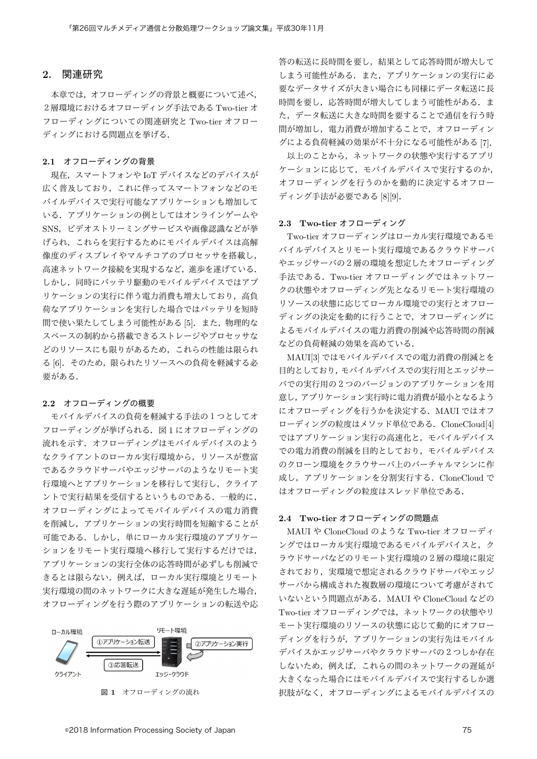## 2. 関連研究

本章では，オフローディングの背景と概要について述べ，2層環境におけるオフローディング手法である Two-tier オフローディングについての関連研究と Two-tier オフローディングにおける問題点を挙げる．

### 2.1 オフローディングの背景

現在，スマートフォンや IoT デバイスなどのデバイスが広く普及しており，これに伴ってスマートフォンなどのモバイルデバイスで実行可能なアプリケーションも増加している．アプリケーションの例としてはオンラインゲームや SNS，ビデオストリーミングサービスや画像認識などが挙げられ，これらを実行するためにモバイルデバイスは高解像度のディスプレイやマルチコアのプロセッサを搭載し，高速ネットワーク接続を実現するなど，進歩を遂げている．しかし，同時にバッテリ駆動のモバイルデバイスではアプリケーションの実行に伴う電力消費も増大しており，高負荷なアプリケーションを実行した場合ではバッテリを短時間で使い果たしてしまう可能性がある [5]．また，物理的なスペースの制約から搭載できるストレージやプロセッサなどのリソースにも限りがあるため，これらの性能は限られる [6]．そのため，限られたリソースへの負荷を軽減する必要がある．

### 2.2 オフローディングの概要

モバイルデバイスの負荷を軽減する手法の 1 つとしてオフローディングが挙げられる．図 1 にオフローディングの流れを示す．オフローディングはモバイルデバイスのようなクライアントのローカル実行環境から，リソースが豊富であるクラウドサーバやエッジサーバのようなリモート実行環境へとアプリケーションを移行して実行し，クライアントで実行結果を受信するというものである．一般的に，オフローディングによってモバイルデバイスの電力消費を削減し，アプリケーションの実行時間を短縮することが可能である．しかし，単にローカル実行環境のアプリケーションをリモート実行環境へ移行して実行するだけでは，アプリケーションの実行全体の応答時間が必ずしも削減できるとは限らない．例えば，ローカル実行環境とリモート実行環境の間のネットワークに大きな遅延が発生した場合，オフローディングを行う際のアプリケーションの転送や応答の転送に長時間を要し，結果として応答時間が増大してしまう可能性がある．また，アプリケーションの実行に必要なデータサイズが大きい場合にも同様にデータ転送に長時間を要し，応答時間が増大してしまう可能性がある．また，データ転送に大きな時間を要することで通信を行う時間が増加し，電力消費が増加することで，オフローディングによる負荷軽減の効果が不十分になる可能性がある [7]．

以上のことから，ネットワークの状態や実行するアプリケーションに応じて，モバイルデバイスで実行するのか，オフローディングを行うのかを動的に決定するオフローディング手法が必要である [8][9]．

ローカル環境　リモート環境
①アプリケーション転送　②アプリケーション実行　③応答転送
クライアント　エッジ・クラウド

図 1　オフローディングの流れ

### 2.3 Two-tier オフローディング

Two-tier オフローディングはローカル実行環境であるモバイルデバイスとリモート実行環境であるクラウドサーバやエッジサーバの 2 層の環境を想定したオフローディング手法である．Two-tier オフローディングではネットワークの状態やオフローディング先となるリモート実行環境のリソースの状態に応じてローカル環境での実行とオフローディングの決定を動的に行うことで，オフローディングによるモバイルデバイスの電力消費の削減や応答時間の削減などの負荷軽減の効果を高めている．

MAUI[3] ではモバイルデバイスでの電力消費の削減とを目的としており，モバイルデバイスでの実行用とエッジサーバでの実行用の 2 つのバージョンのアプリケーションを用意し，アプリケーション実行時に電力消費が最小となるようにオフローディングを行うかを決定する．MAUI ではオフローディングの粒度はメソッド単位である．CloneCloud[4] ではアプリケーション実行の高速化と，モバイルデバイスでの電力消費の削減を目的としており，モバイルデバイスのクローン環境をクラウサーバ上のバーチャルマシンに作成し，アプリケーションを分割実行する．CloneCloud ではオフローディングの粒度はスレッド単位である．

### 2.4 Two-tier オフローディングの問題点

MAUI や CloneCloud のような Two-tier オフローディングではローカル実行環境であるモバイルデバイスと，クラウドサーバなどのリモート実行環境の 2 層の環境に限定されており，実環境で想定されるクラウドサーバやエッジサーバから構成された複数層の環境について考慮がされていないという問題点がある．MAUI や CloneCloud などの Two-tier オフローディングでは，ネットワークの状態やリモート実行環境のリソースの状態に応じて動的にオフローディングを行うが，アプリケーションの実行先はモバイルデバイスかエッジサーバやクラウドサーバの 2 つしか存在しないため，例えば，これらの間のネットワークの遅延が大きくなった場合にはモバイルデバイスで実行するしか選択肢がなく，オフローディングによるモバイルデバイスの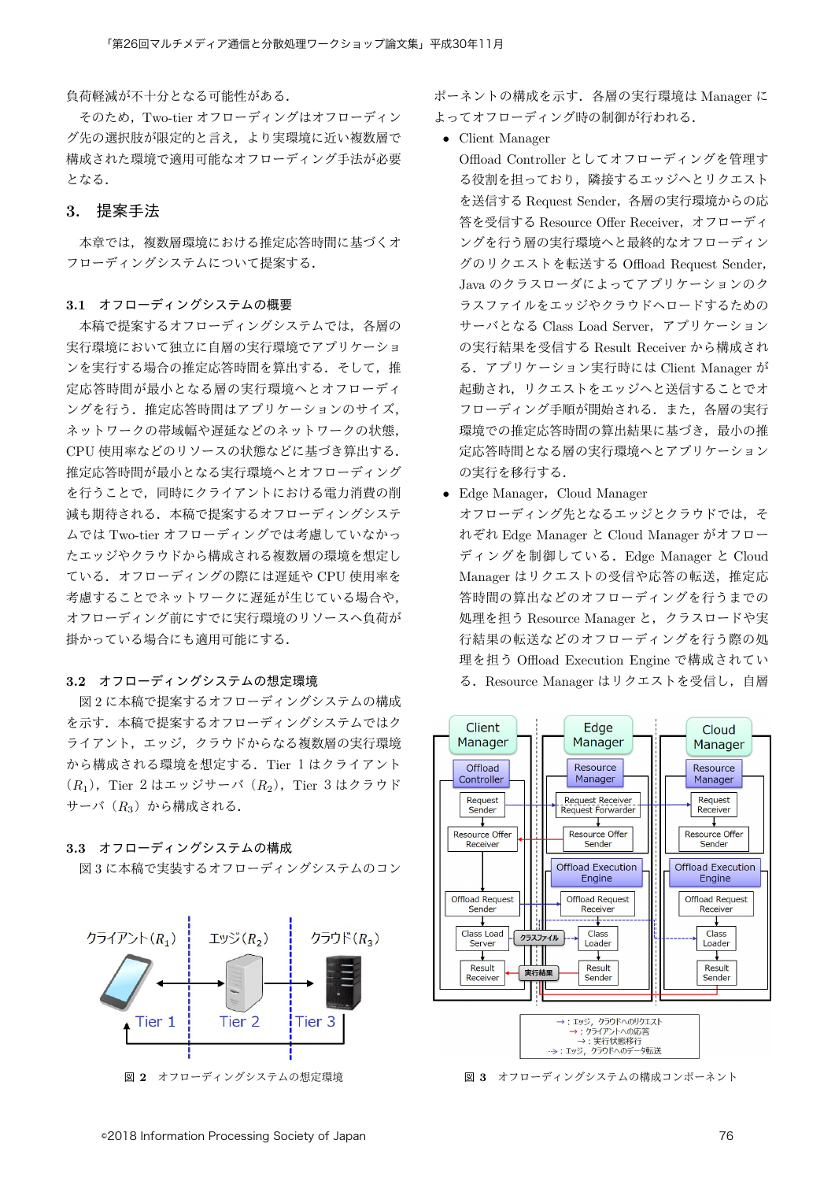負荷軽減が不十分となる可能性がある．

そのため，Two-tier オフローディングはオフローディング先の選択肢が限定的と言え，より実環境に近い複数層で構成された環境で適用可能なオフローディング手法が必要となる．

## 3. 提案手法

本章では，複数層環境における推定応答時間に基づくオフローディングシステムについて提案する．

### 3.1 オフローディングシステムの概要

本稿で提案するオフローディングシステムでは，各層の実行環境において独立に自層の実行環境でアプリケーションを実行する場合の推定応答時間を算出する．そして，推定応答時間が最小となる層の実行環境へとオフローディングを行う．推定応答時間はアプリケーションのサイズ，ネットワークの帯域幅や遅延などのネットワークの状態，CPU 使用率などのリソースの状態などに基づき算出する．推定応答時間が最小となる実行環境へとオフローディングを行うことで，同時にクライアントにおける電力消費の削減も期待される．本稿で提案するオフローディングシステムでは Two-tier オフローディングでは考慮していなかったエッジやクラウドから構成される複数層の環境を想定している．オフローディングの際には遅延や CPU 使用率を考慮することでネットワークに遅延が生じている場合や，オフローディング前にすでに実行環境のリソースへ負荷が掛かっている場合にも適用可能にする．

### 3.2 オフローディングシステムの想定環境

図 2 に本稿で提案するオフローディングシステムの構成を示す．本稿で提案するオフローディングシステムではクライアント，エッジ，クラウドからなる複数層の実行環境から構成される環境を想定する．Tier 1 はクライアント（$R_1$），Tier 2 はエッジサーバ（$R_2$），Tier 3 はクラウドサーバ（$R_3$）から構成される．

クライアント($R_1$)　エッジ($R_2$)　クラウド($R_3$)

Tier 1　Tier 2　Tier 3

図 2　オフローディングシステムの想定環境

### 3.3 オフローディングシステムの構成

図 3 に本稿で実装するオフローディングシステムのコンポーネントの構成を示す．各層の実行環境は Manager によってオフローディング時の制御が行われる．

- Client Manager

  Offload Controller としてオフローディングを管理する役割を担っており，隣接するエッジへとリクエストを送信する Request Sender，各層の実行環境からの応答を受信する Resource Offer Receiver，オフローディングを行う層の実行環境へと最終的なオフローディングのリクエストを転送する Offload Request Sender，Java のクラスローダによってアプリケーションのクラスファイルをエッジやクラウドへロードするためのサーバとなる Class Load Server，アプリケーションの実行結果を受信する Result Receiver から構成される．アプリケーション実行時には Client Manager が起動され，リクエストをエッジへと送信することでオフローディング手順が開始される．また，各層の実行環境での推定応答時間の算出結果に基づき，最小の推定応答時間となる層の実行環境へとアプリケーションの実行を移行する．

- Edge Manager，Cloud Manager

  オフローディング先となるエッジとクラウドでは，それぞれ Edge Manager と Cloud Manager がオフローディングを制御している．Edge Manager と Cloud Manager はリクエストの受信や応答の転送，推定応答時間の算出などのオフローディングを行うまでの処理を担う Resource Manager と，クラスロードや実行結果の転送などのオフローディングを行う際の処理を担う Offload Execution Engine で構成されている．Resource Manager はリクエストを受信し，自層

| Client Manager | Edge Manager | Cloud Manager |
|---|---|---|
| Offload Controller | Resource Manager | Resource Manager |
| Request Sender | Request Receiver / Request Forwarder | Request Receiver |
| Resource Offer Receiver | Resource Offer Sender | Resource Offer Sender |
| | Offload Execution Engine | Offload Execution Engine |
| Offload Request Sender | Offload Request Receiver | Offload Request Receiver |
| Class Load Server | Class Loader | Class Loader |
| Result Receiver | Result Sender | Result Sender |

クラスファイル　実行結果

→：エッジ，クラウドへのリクエスト
→：クライアントへの応答
→：実行状態移行
-->：エッジ，クラウドへのデータ転送

図 3　オフローディングシステムの構成コンポーネント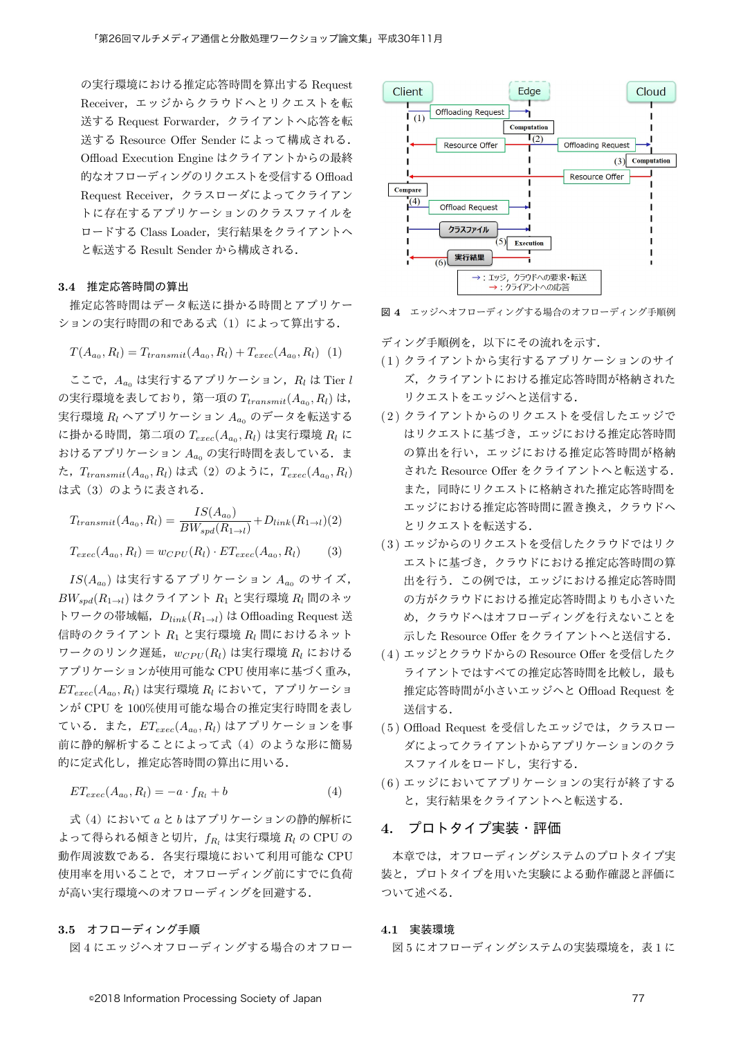の実行環境における推定応答時間を算出する Request Receiver，エッジからクラウドへとリクエストを転送する Request Forwarder，クライアントへ応答を転送する Resource Offer Sender によって構成される．Offload Execution Engine はクライアントからの最終的なオフローディングのリクエストを受信する Offload Request Receiver，クラスローダによってクライアントに存在するアプリケーションのクラスファイルをロードする Class Loader，実行結果をクライアントへと転送する Result Sender から構成される．

### 3.4 推定応答時間の算出

推定応答時間はデータ転送に掛かる時間とアプリケーションの実行時間の和である式（1）によって算出する．

$$T(A_{a_0}, R_l) = T_{transmit}(A_{a_0}, R_l) + T_{exec}(A_{a_0}, R_l) \quad (1)$$

ここで，$A_{a_0}$ は実行するアプリケーション，$R_l$ は Tier $l$ の実行環境を表しており，第一項の $T_{transmit}(A_{a_0}, R_l)$ は，実行環境 $R_l$ へアプリケーション $A_{a_0}$ のデータを転送するに掛かる時間，第二項の $T_{exec}(A_{a_0}, R_l)$ は実行環境 $R_l$ におけるアプリケーション $A_{a_0}$ の実行時間を表している．また，$T_{transmit}(A_{a_0}, R_l)$ は式（2）のように，$T_{exec}(A_{a_0}, R_l)$ は式（3）のように表される．

$$T_{transmit}(A_{a_0}, R_l) = \frac{IS(A_{a_0})}{BW_{spd}(R_{1 \to l})} + D_{link}(R_{1 \to l}) \quad (2)$$

$$T_{exec}(A_{a_0}, R_l) = w_{CPU}(R_l) \cdot ET_{exec}(A_{a_0}, R_l) \quad (3)$$

$IS(A_{a_0})$ は実行するアプリケーション $A_{a_0}$ のサイズ，$BW_{spd}(R_{1 \to l})$ はクライアント $R_1$ と実行環境 $R_l$ 間のネットワークの帯域幅，$D_{link}(R_{1 \to l})$ は Offloading Request 送信時のクライアント $R_1$ と実行環境 $R_l$ 間におけるネットワークのリンク遅延，$w_{CPU}(R_l)$ は実行環境 $R_l$ におけるアプリケーションが使用可能な CPU 使用率に基づく重み，$ET_{exec}(A_{a_0}, R_l)$ は実行環境 $R_l$ において，アプリケーションが CPU を 100%使用可能な場合の推定実行時間を表している．また，$ET_{exec}(A_{a_0}, R_l)$ はアプリケーションを事前に静的解析することによって式（4）のような形に簡易的に定式化し，推定応答時間の算出に用いる．

$$ET_{exec}(A_{a_0}, R_l) = -a \cdot f_{R_l} + b \quad (4)$$

式（4）において $a$ と $b$ はアプリケーションの静的解析によって得られる傾きと切片，$f_{R_l}$ は実行環境 $R_l$ の CPU の動作周波数である．各実行環境において利用可能な CPU 使用率を用いることで，オフローディング前にすでに負荷が高い実行環境へのオフローディングを回避する．

### 3.5 オフローディング手順

図 4 にエッジへオフローディングする場合のオフローディング手順例を，以下にその流れを示す．

図 4　エッジへオフローディングする場合のオフローディング手順例

（1）クライアントから実行するアプリケーションのサイズ，クライアントにおける推定応答時間が格納されたリクエストをエッジへと送信する．

（2）クライアントからのリクエストを受信したエッジではリクエストに基づき，エッジにおける推定応答時間の算出を行い，エッジにおける推定応答時間が格納された Resource Offer をクライアントへと転送する．また，同時にリクエストに格納された推定応答時間をエッジにおける推定応答時間に置き換え，クラウドへとリクエストを転送する．

（3）エッジからのリクエストを受信したクラウドではリクエストに基づき，クラウドにおける推定応答時間の算出を行う．この例では，エッジにおける推定応答時間の方がクラウドにおける推定応答時間よりも小さいため，クラウドへはオフローディングを行えないことを示した Resource Offer をクライアントへと送信する．

（4）エッジとクラウドからの Resource Offer を受信したクライアントではすべての推定応答時間を比較し，最も推定応答時間が小さいエッジへと Offload Request を送信する．

（5）Offload Request を受信したエッジでは，クラスローダによってクライアントからアプリケーションのクラスファイルをロードし，実行する．

（6）エッジにおいてアプリケーションの実行が終了すると，実行結果をクライアントへと転送する．

## 4. プロトタイプ実装・評価

本章では，オフローディングシステムのプロトタイプ実装と，プロトタイプを用いた実験による動作確認と評価について述べる．

### 4.1 実装環境

図 5 にオフローディングシステムの実装環境を，表 1 に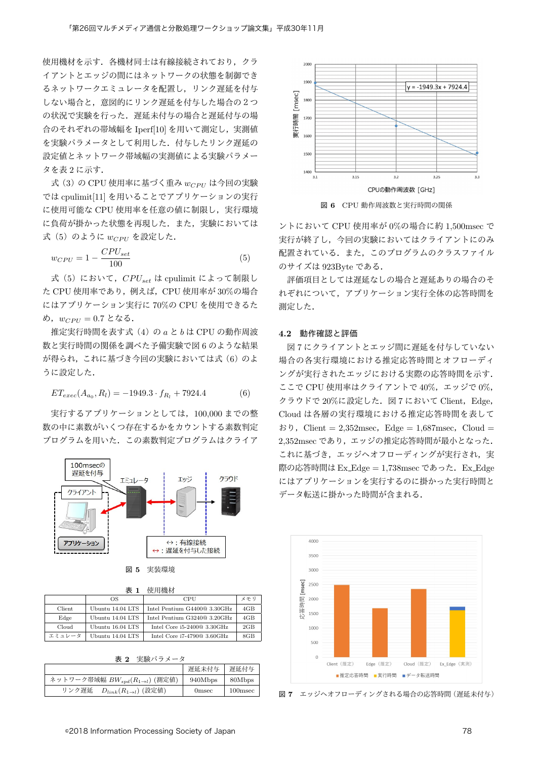使用機材を示す．各機材同士は有線接続されており，クライアントとエッジの間にはネットワークの状態を制御できるネットワークエミュレータを配置し，リンク遅延を付与しない場合と，意図的にリンク遅延を付与した場合の２つの状況で実験を行った．遅延未付与の場合と遅延付与の場合のそれぞれの帯域幅を Iperf[10] を用いて測定し，実測値を実験パラメータとして利用した．付与したリンク遅延の設定値とネットワーク帯域幅の実測値による実験パラメータを表２に示す．

式（3）の CPU 使用率に基づく重み $w_{CPU}$ は今回の実験では cpulimit[11] を用いることでアプリケーションの実行に使用可能な CPU 使用率を任意の値に制限し，実行環境に負荷が掛かった状態を再現した．また，実験においては式（5）のように $w_{CPU}$ を設定した．

$$w_{CPU} = 1 - \frac{CPU_{set}}{100} \quad (5)$$

式（5）において，$CPU_{set}$ は cpulimit によって制限した CPU 使用率であり，例えば，CPU 使用率が 30%の場合にはアプリケーション実行に 70%の CPU を使用できるため，$w_{CPU} = 0.7$ となる．

推定実行時間を表す式（4）の $a$ と $b$ は CPU の動作周波数と実行時間の関係を調べた予備実験で図 6 のような結果が得られ，これに基づき今回の実験においては式（6）のように設定した．

$$ET_{exec}(A_{a_0}, R_l) = -1949.3 \cdot f_{R_l} + 7924.4 \quad (6)$$

実行するアプリケーションとしては，100,000 までの整数の中に素数がいくつ存在するかをカウントする素数判定プログラムを用いた．この素数判定プログラムはクライアントにおいて CPU 使用率が 0%の場合に約 1,500msec で実行が終了し，今回の実験においてはクライアントにのみ配置されている．また，このプログラムのクラスファイルのサイズは 923Byte である．

評価項目としては遅延なしの場合と遅延ありの場合のそれぞれについて，アプリケーション実行全体の応答時間を測定した．

図 5　実装環境

表 1　使用機材

| | OS | CPU | メモリ |
|---|---|---|---|
| Client | Ubuntu 14.04 LTS | Intel Pentium G4400@ 3.30GHz | 4GB |
| Edge | Ubuntu 14.04 LTS | Intel Pentium G3240@ 3.20GHz | 4GB |
| Cloud | Ubuntu 16.04 LTS | Intel Core i5-2400@ 3.30GHz | 2GB |
| エミュレータ | Ubuntu 14.04 LTS | Intel Core i7-4790@ 3.60GHz | 8GB |

表 2　実験パラメータ

| | 遅延未付与 | 遅延付与 |
|---|---|---|
| ネットワーク帯域幅 $BW_{spd}(R_1 \to_l)$（測定値） | 940Mbps | 80Mbps |
| リンク遅延　$D_{link}(R_1 \to_l)$（設定値） | 0msec | 100msec |

図 6　CPU 動作周波数と実行時間の関係

## 4.2　動作確認と評価

図 7 にクライアントとエッジ間に遅延を付与していない場合の各実行環境における推定応答時間とオフローディングが実行されたエッジにおける実際の応答時間を示す．ここで CPU 使用率はクライアントで 40%，エッジで 0%，クラウドで 20%に設定した．図 7 において Client，Edge，Cloud は各層の実行環境における推定応答時間を表しており，Client = 2,352msec，Edge = 1,687msec，Cloud = 2,352msec であり，エッジの推定応答時間が最小となった．これに基づき，エッジへオフローディングが実行され，実際の応答時間は Ex_Edge = 1,738msec であった．Ex_Edge にはアプリケーションを実行するのに掛かった実行時間とデータ転送に掛かった時間が含まれる．

図 7　エッジへオフローディングされる場合の応答時間（遅延未付与）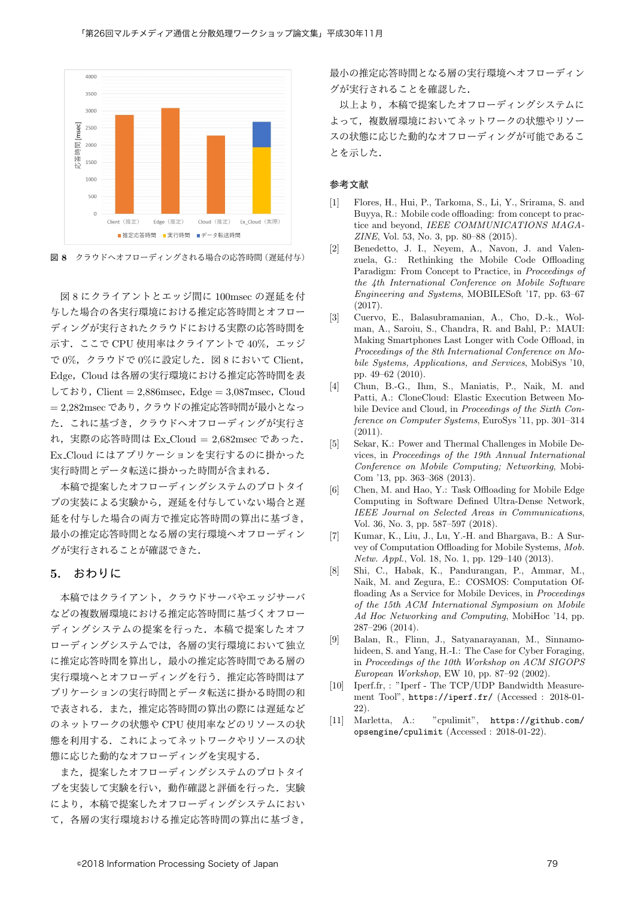4000
3500
3000
2500
2000
1500
1000
500
0

応答時間 [msec]

Client（推定） Edge（推定） Cloud（推定） Ex_Cloud（実際）

■推定応答時間 ■実行時間 ■データ転送時間

**図 8** クラウドへオフローディングされる場合の応答時間（遅延付与）

図 8 にクライアントとエッジ間に 100msec の遅延を付与した場合の各実行環境における推定応答時間とオフローディングが実行されたクラウドにおける実際の応答時間を示す．ここで CPU 使用率はクライアントで 40%，エッジで 0%，クラウドで 0%に設定した．図 8 において Client，Edge，Cloud は各層の実行環境における推定応答時間を表しており，Client = 2,886msec，Edge = 3,087msec，Cloud = 2,282msec であり，クラウドの推定応答時間が最小となった．これに基づき，クラウドへオフローディングが実行され，実際の応答時間は Ex_Cloud = 2,682msec であった．Ex_Cloud にはアプリケーションを実行するのに掛かった実行時間とデータ転送に掛かった時間が含まれる．

本稿で提案したオフローディングシステムのプロトタイプの実装による実験から，遅延を付与していない場合と遅延を付与した場合の両方で推定応答時間の算出に基づき，最小の推定応答時間となる層の実行環境へオフローディングが実行されることが確認できた．

## 5. おわりに

本稿ではクライアント，クラウドサーバやエッジサーバなどの複数層環境における推定応答時間に基づくオフローディングシステムの提案を行った．本稿で提案したオフローディングシステムでは，各層の実行環境において独立に推定応答時間を算出し，最小の推定応答時間である層の実行環境へとオフローディングを行う．推定応答時間はアプリケーションの実行時間とデータ転送に掛かる時間の和で表される．また，推定応答時間の算出の際には遅延などのネットワークの状態や CPU 使用率などのリソースの状態を利用する．これによってネットワークやリソースの状態に応じた動的なオフローディングを実現する．

また，提案したオフローディングシステムのプロトタイプを実装して実験を行い，動作確認と評価を行った．実験により，本稿で提案したオフローディングシステムにおいて，各層の実行環境おける推定応答時間の算出に基づき，最小の推定応答時間となる層の実行環境へオフローディングが実行されることを確認した．

以上より，本稿で提案したオフローディングシステムによって，複数層環境においてネットワークの状態やリソースの状態に応じた動的なオフローディングが可能であることを示した．

## 参考文献

[1] Flores, H., Hui, P., Tarkoma, S., Li, Y., Srirama, S. and Buyya, R.: Mobile code offloading: from concept to practice and beyond, *IEEE COMMUNICATIONS MAGAZINE*, Vol. 53, No. 3, pp. 80–88 (2015).

[2] Benedetto, J. I., Neyem, A., Navon, J. and Valenzuela, G.: Rethinking the Mobile Code Offloading Paradigm: From Concept to Practice, in *Proceedings of the 4th International Conference on Mobile Software Engineering and Systems*, MOBILESoft '17, pp. 63–67 (2017).

[3] Cuervo, E., Balasubramanian, A., Cho, D.-k., Wolman, A., Saroiu, S., Chandra, R. and Bahl, P.: MAUI: Making Smartphones Last Longer with Code Offload, in *Proceedings of the 8th International Conference on Mobile Systems, Applications, and Services*, MobiSys '10, pp. 49–62 (2010).

[4] Chun, B.-G., Ihm, S., Maniatis, P., Naik, M. and Patti, A.: CloneCloud: Elastic Execution Between Mobile Device and Cloud, in *Proceedings of the Sixth Conference on Computer Systems*, EuroSys '11, pp. 301–314 (2011).

[5] Sekar, K.: Power and Thermal Challenges in Mobile Devices, in *Proceedings of the 19th Annual International Conference on Mobile Computing; Networking*, MobiCom '13, pp. 363–368 (2013).

[6] Chen, M. and Hao, Y.: Task Offloading for Mobile Edge Computing in Software Defined Ultra-Dense Network, *IEEE Journal on Selected Areas in Communications*, Vol. 36, No. 3, pp. 587–597 (2018).

[7] Kumar, K., Liu, J., Lu, Y.-H. and Bhargava, B.: A Survey of Computation Offloading for Mobile Systems, *Mob. Netw. Appl.*, Vol. 18, No. 1, pp. 129–140 (2013).

[8] Shi, C., Habak, K., Pandurangan, P., Ammar, M., Naik, M. and Zegura, E.: COSMOS: Computation Offloading As a Service for Mobile Devices, in *Proceedings of the 15th ACM International Symposium on Mobile Ad Hoc Networking and Computing*, MobiHoc '14, pp. 287–296 (2014).

[9] Balan, R., Flinn, J., Satyanarayanan, M., Sinnamohideen, S. and Yang, H.-I.: The Case for Cyber Foraging, in *Proceedings of the 10th Workshop on ACM SIGOPS European Workshop*, EW 10, pp. 87–92 (2002).

[10] Iperf.fr, : "Iperf - The TCP/UDP Bandwidth Measurement Tool", `https://iperf.fr/` (Accessed : 2018-01-22).

[11] Marletta, A.: "cpulimit", `https://github.com/opsengine/cpulimit` (Accessed : 2018-01-22).